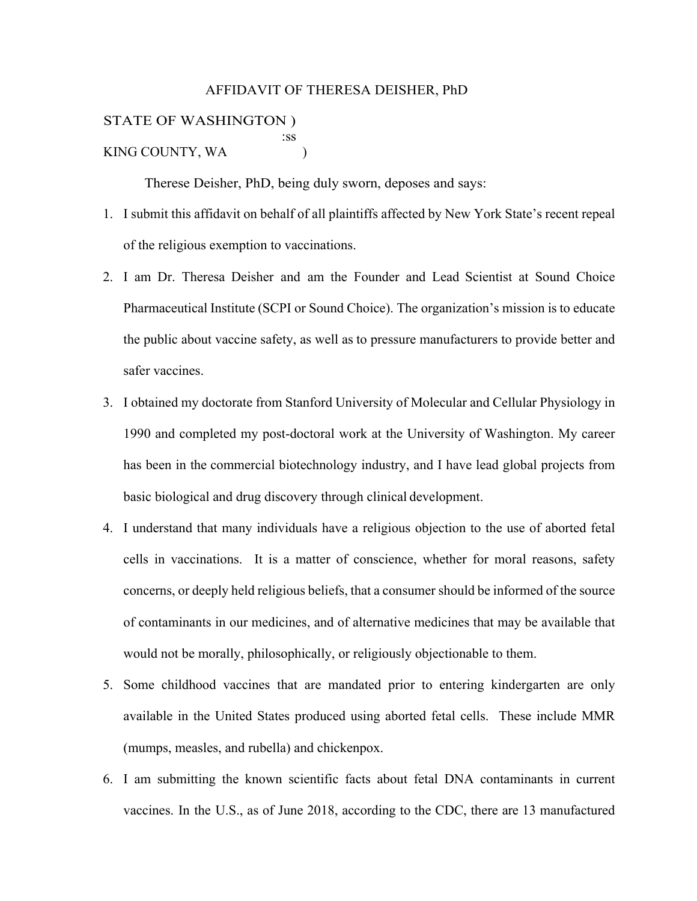# AFFIDAVIT OF THERESA DEISHER, PhD

STATE OF WASHINGTON )
:ss
KING COUNTY, WA )

Therese Deisher, PhD, being duly sworn, deposes and says:

1. I submit this affidavit on behalf of all plaintiffs affected by New York State's recent repeal of the religious exemption to vaccinations.

2. I am Dr. Theresa Deisher and am the Founder and Lead Scientist at Sound Choice Pharmaceutical Institute (SCPI or Sound Choice). The organization's mission is to educate the public about vaccine safety, as well as to pressure manufacturers to provide better and safer vaccines.

3. I obtained my doctorate from Stanford University of Molecular and Cellular Physiology in 1990 and completed my post-doctoral work at the University of Washington. My career has been in the commercial biotechnology industry, and I have lead global projects from basic biological and drug discovery through clinical development.

4. I understand that many individuals have a religious objection to the use of aborted fetal cells in vaccinations. It is a matter of conscience, whether for moral reasons, safety concerns, or deeply held religious beliefs, that a consumer should be informed of the source of contaminants in our medicines, and of alternative medicines that may be available that would not be morally, philosophically, or religiously objectionable to them.

5. Some childhood vaccines that are mandated prior to entering kindergarten are only available in the United States produced using aborted fetal cells. These include MMR (mumps, measles, and rubella) and chickenpox.

6. I am submitting the known scientific facts about fetal DNA contaminants in current vaccines. In the U.S., as of June 2018, according to the CDC, there are 13 manufactured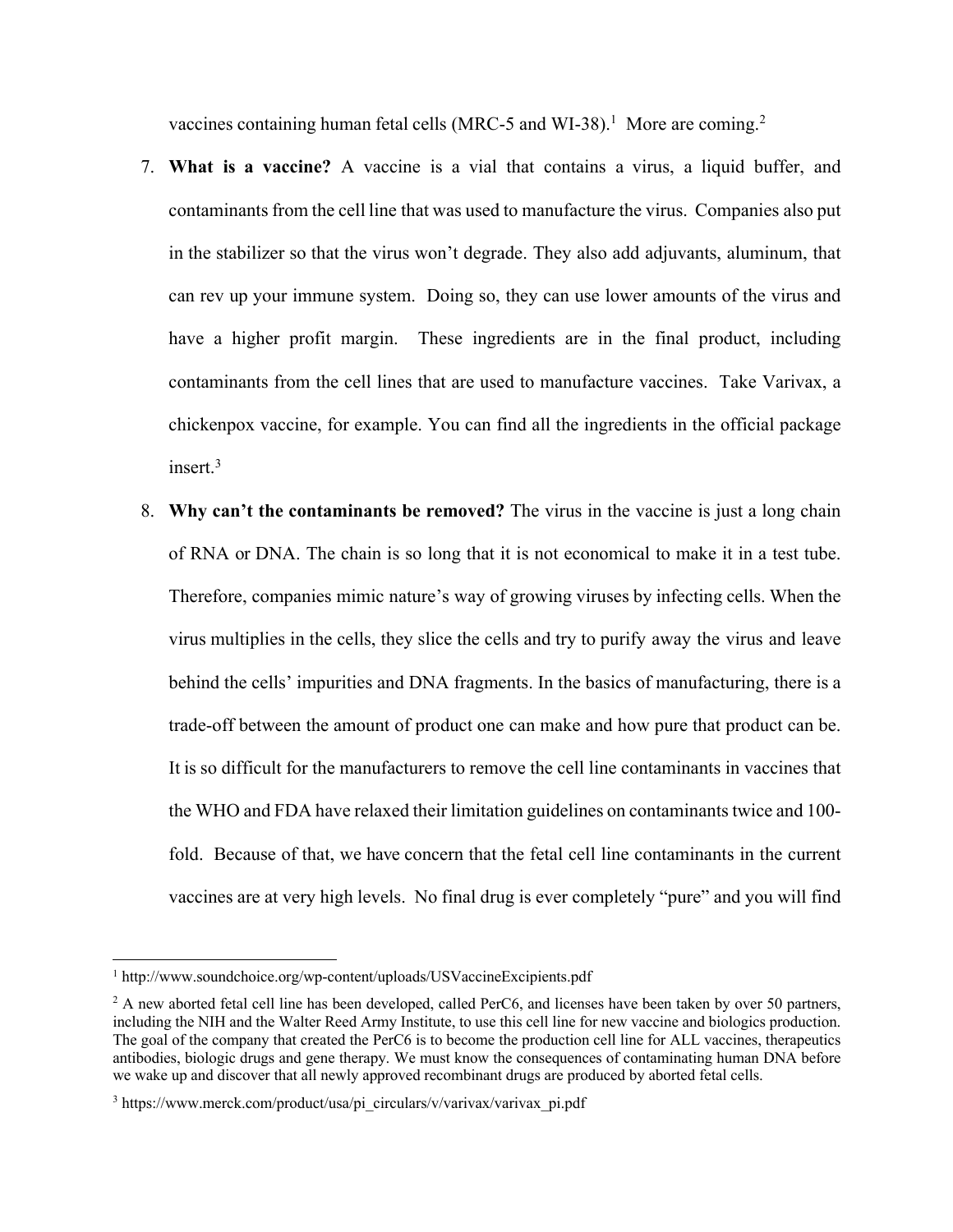vaccines containing human fetal cells (MRC-5 and WI-38).[1] More are coming.[2]

7. **What is a vaccine?** A vaccine is a vial that contains a virus, a liquid buffer, and contaminants from the cell line that was used to manufacture the virus. Companies also put in the stabilizer so that the virus won't degrade. They also add adjuvants, aluminum, that can rev up your immune system. Doing so, they can use lower amounts of the virus and have a higher profit margin. These ingredients are in the final product, including contaminants from the cell lines that are used to manufacture vaccines. Take Varivax, a chickenpox vaccine, for example. You can find all the ingredients in the official package insert.[3]

8. **Why can't the contaminants be removed?** The virus in the vaccine is just a long chain of RNA or DNA. The chain is so long that it is not economical to make it in a test tube. Therefore, companies mimic nature's way of growing viruses by infecting cells. When the virus multiplies in the cells, they slice the cells and try to purify away the virus and leave behind the cells' impurities and DNA fragments. In the basics of manufacturing, there is a trade-off between the amount of product one can make and how pure that product can be. It is so difficult for the manufacturers to remove the cell line contaminants in vaccines that the WHO and FDA have relaxed their limitation guidelines on contaminants twice and 100-fold. Because of that, we have concern that the fetal cell line contaminants in the current vaccines are at very high levels. No final drug is ever completely "pure" and you will find

---

[1] http://www.soundchoice.org/wp-content/uploads/USVaccineExcipients.pdf

[2] A new aborted fetal cell line has been developed, called PerC6, and licenses have been taken by over 50 partners, including the NIH and the Walter Reed Army Institute, to use this cell line for new vaccine and biologics production. The goal of the company that created the PerC6 is to become the production cell line for ALL vaccines, therapeutics antibodies, biologic drugs and gene therapy. We must know the consequences of contaminating human DNA before we wake up and discover that all newly approved recombinant drugs are produced by aborted fetal cells.

[3] https://www.merck.com/product/usa/pi_circulars/v/varivax/varivax_pi.pdf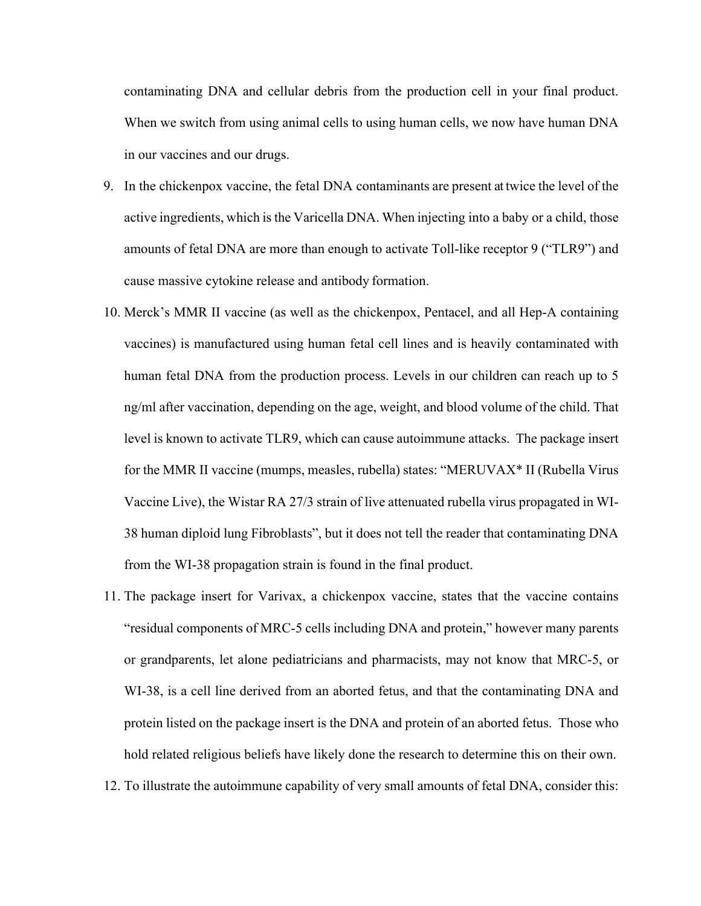contaminating DNA and cellular debris from the production cell in your final product. When we switch from using animal cells to using human cells, we now have human DNA in our vaccines and our drugs.

9. In the chickenpox vaccine, the fetal DNA contaminants are present at twice the level of the active ingredients, which is the Varicella DNA. When injecting into a baby or a child, those amounts of fetal DNA are more than enough to activate Toll-like receptor 9 ("TLR9") and cause massive cytokine release and antibody formation.

10. Merck's MMR II vaccine (as well as the chickenpox, Pentacel, and all Hep-A containing vaccines) is manufactured using human fetal cell lines and is heavily contaminated with human fetal DNA from the production process. Levels in our children can reach up to 5 ng/ml after vaccination, depending on the age, weight, and blood volume of the child. That level is known to activate TLR9, which can cause autoimmune attacks. The package insert for the MMR II vaccine (mumps, measles, rubella) states: "MERUVAX* II (Rubella Virus Vaccine Live), the Wistar RA 27/3 strain of live attenuated rubella virus propagated in WI-38 human diploid lung Fibroblasts", but it does not tell the reader that contaminating DNA from the WI-38 propagation strain is found in the final product.

11. The package insert for Varivax, a chickenpox vaccine, states that the vaccine contains "residual components of MRC-5 cells including DNA and protein," however many parents or grandparents, let alone pediatricians and pharmacists, may not know that MRC-5, or WI-38, is a cell line derived from an aborted fetus, and that the contaminating DNA and protein listed on the package insert is the DNA and protein of an aborted fetus. Those who hold related religious beliefs have likely done the research to determine this on their own.

12. To illustrate the autoimmune capability of very small amounts of fetal DNA, consider this: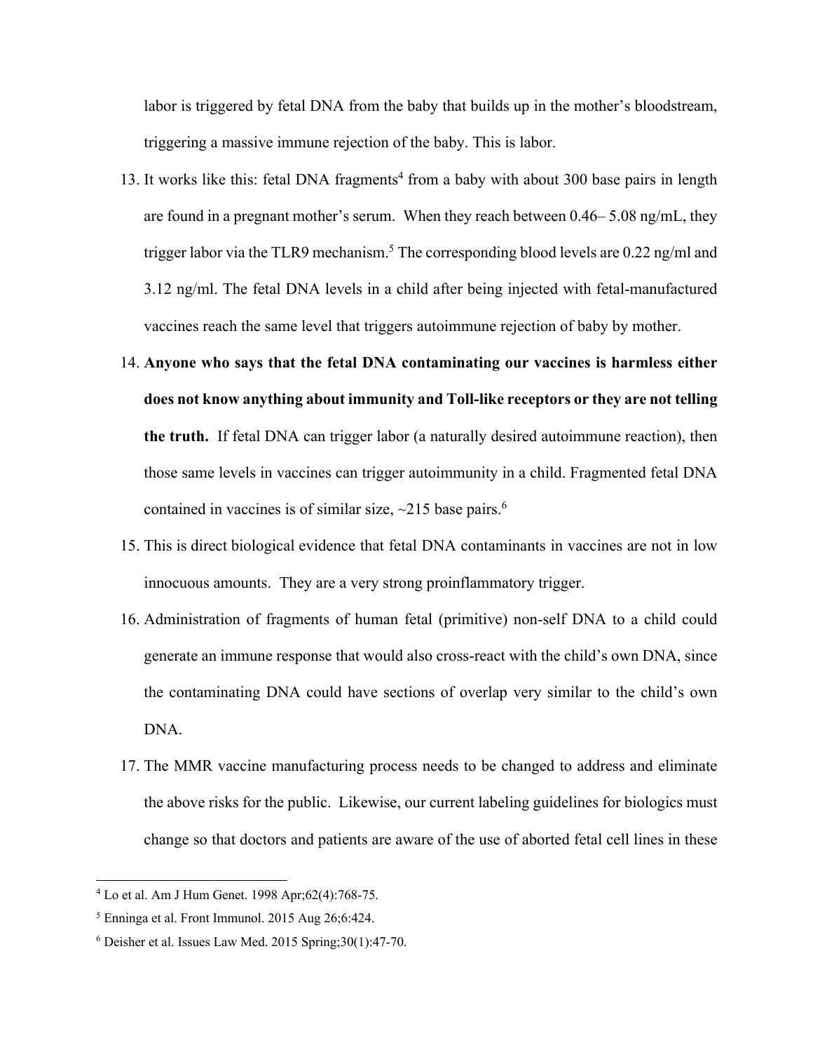labor is triggered by fetal DNA from the baby that builds up in the mother's bloodstream, triggering a massive immune rejection of the baby. This is labor.

13. It works like this: fetal DNA fragments[4] from a baby with about 300 base pairs in length are found in a pregnant mother's serum. When they reach between 0.46– 5.08 ng/mL, they trigger labor via the TLR9 mechanism.[5] The corresponding blood levels are 0.22 ng/ml and 3.12 ng/ml. The fetal DNA levels in a child after being injected with fetal-manufactured vaccines reach the same level that triggers autoimmune rejection of baby by mother.

14. **Anyone who says that the fetal DNA contaminating our vaccines is harmless either does not know anything about immunity and Toll-like receptors or they are not telling the truth.** If fetal DNA can trigger labor (a naturally desired autoimmune reaction), then those same levels in vaccines can trigger autoimmunity in a child. Fragmented fetal DNA contained in vaccines is of similar size, ~215 base pairs.[6]

15. This is direct biological evidence that fetal DNA contaminants in vaccines are not in low innocuous amounts. They are a very strong proinflammatory trigger.

16. Administration of fragments of human fetal (primitive) non-self DNA to a child could generate an immune response that would also cross-react with the child's own DNA, since the contaminating DNA could have sections of overlap very similar to the child's own DNA.

17. The MMR vaccine manufacturing process needs to be changed to address and eliminate the above risks for the public. Likewise, our current labeling guidelines for biologics must change so that doctors and patients are aware of the use of aborted fetal cell lines in these

---

[4] Lo et al. Am J Hum Genet. 1998 Apr;62(4):768-75.

[5] Enninga et al. Front Immunol. 2015 Aug 26;6:424.

[6] Deisher et al. Issues Law Med. 2015 Spring;30(1):47-70.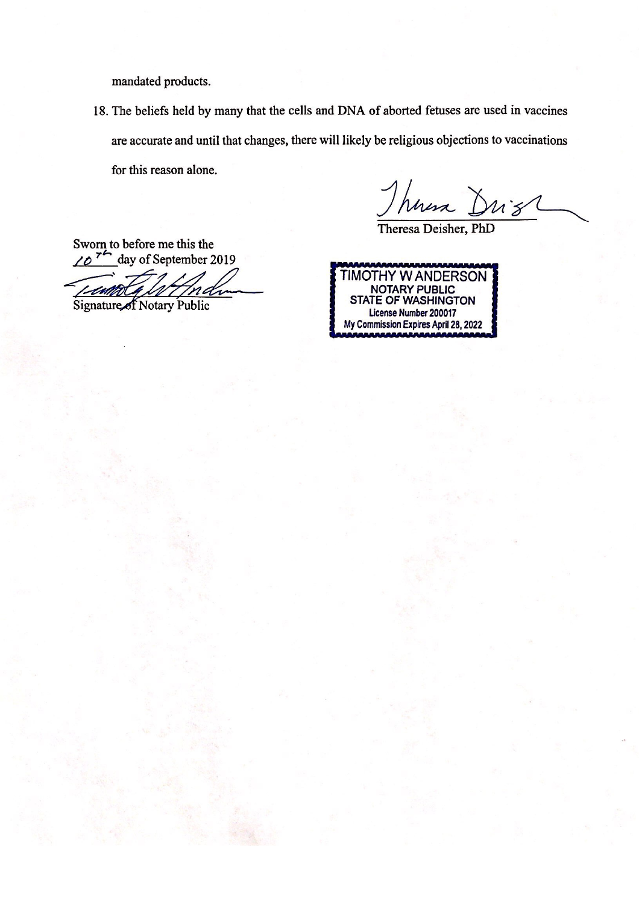mandated products.

18. The beliefs held by many that the cells and DNA of aborted fetuses are used in vaccines are accurate and until that changes, there will likely be religious objections to vaccinations for this reason alone.

Theresa Deisher, PhD

Sworn to before me this the 10th day of September 2019

Signature of Notary Public

TIMOTHY W ANDERSON
NOTARY PUBLIC
STATE OF WASHINGTON
License Number 200017
My Commission Expires April 28, 2022